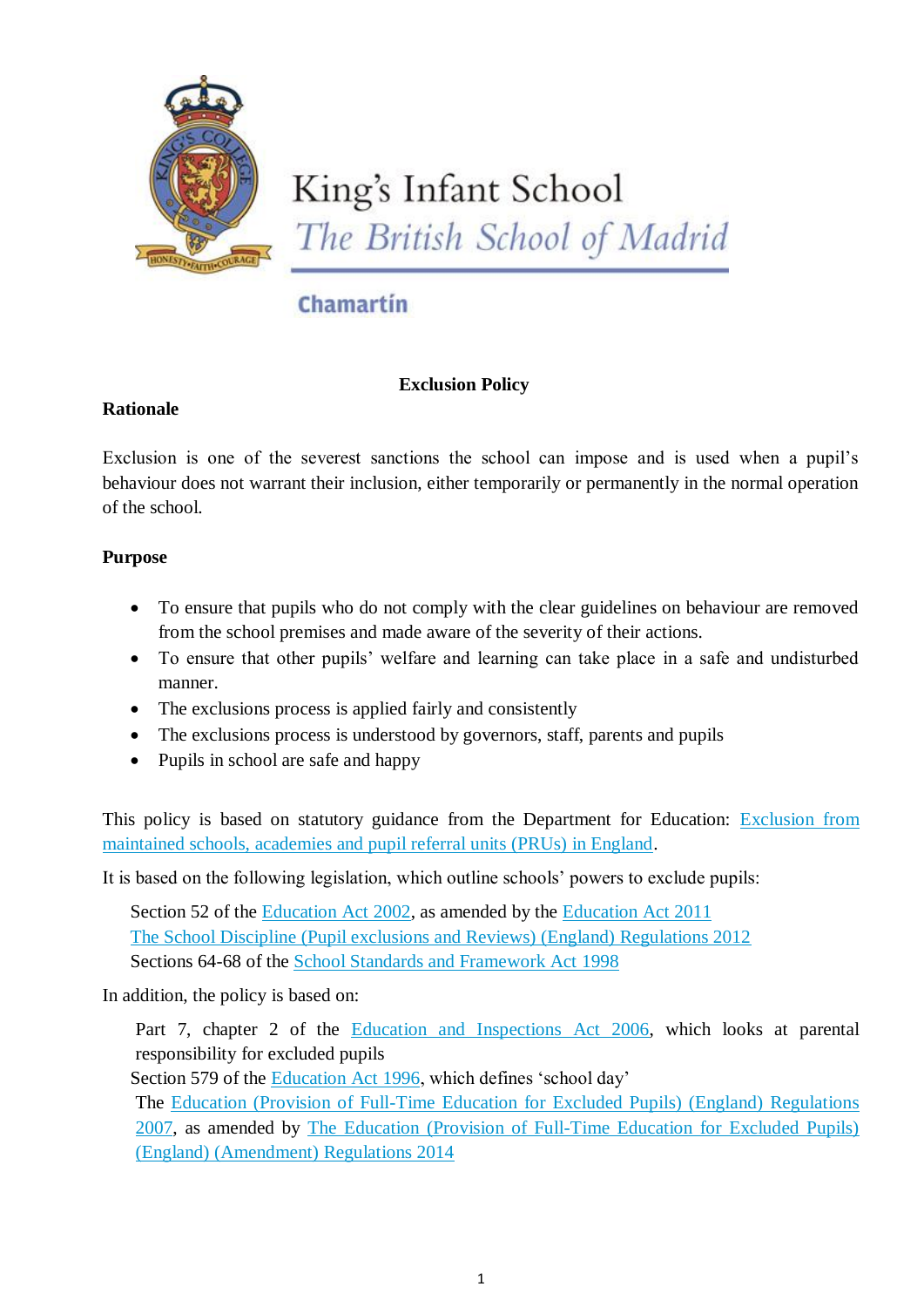King's Infant School
*The British School of Madrid*

Chamartín

# Exclusion Policy

## Rationale

Exclusion is one of the severest sanctions the school can impose and is used when a pupil's behaviour does not warrant their inclusion, either temporarily or permanently in the normal operation of the school.

## Purpose

- To ensure that pupils who do not comply with the clear guidelines on behaviour are removed from the school premises and made aware of the severity of their actions.
- To ensure that other pupils' welfare and learning can take place in a safe and undisturbed manner.
- The exclusions process is applied fairly and consistently
- The exclusions process is understood by governors, staff, parents and pupils
- Pupils in school are safe and happy

This policy is based on statutory guidance from the Department for Education: Exclusion from maintained schools, academies and pupil referral units (PRUs) in England.

It is based on the following legislation, which outline schools' powers to exclude pupils:

Section 52 of the Education Act 2002, as amended by the Education Act 2011
The School Discipline (Pupil exclusions and Reviews) (England) Regulations 2012
Sections 64-68 of the School Standards and Framework Act 1998

In addition, the policy is based on:

Part 7, chapter 2 of the Education and Inspections Act 2006, which looks at parental responsibility for excluded pupils
Section 579 of the Education Act 1996, which defines 'school day'
The Education (Provision of Full-Time Education for Excluded Pupils) (England) Regulations 2007, as amended by The Education (Provision of Full-Time Education for Excluded Pupils) (England) (Amendment) Regulations 2014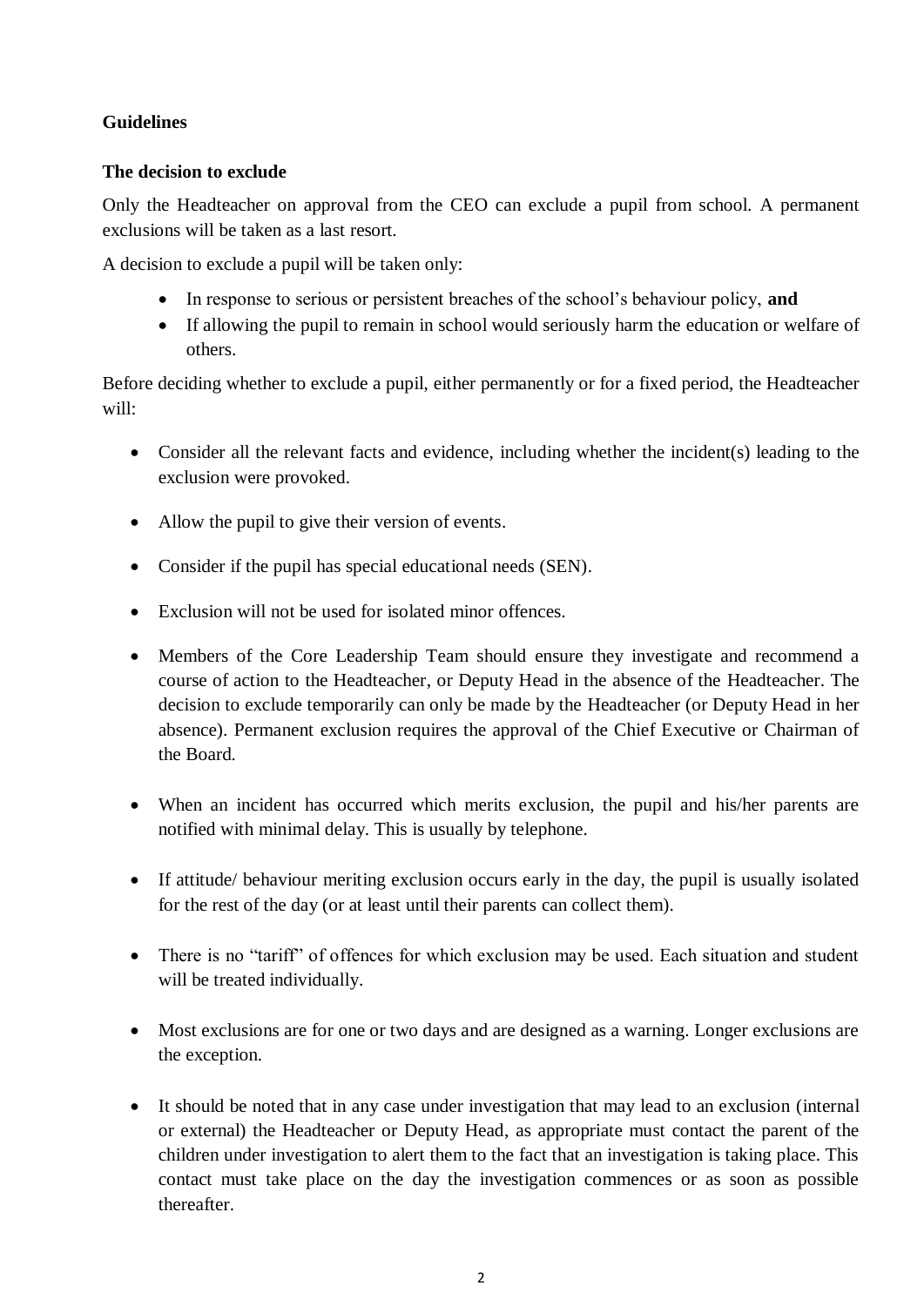**Guidelines**

**The decision to exclude**

Only the Headteacher on approval from the CEO can exclude a pupil from school. A permanent exclusions will be taken as a last resort.

A decision to exclude a pupil will be taken only:

- In response to serious or persistent breaches of the school's behaviour policy, **and**
- If allowing the pupil to remain in school would seriously harm the education or welfare of others.

Before deciding whether to exclude a pupil, either permanently or for a fixed period, the Headteacher will:

- Consider all the relevant facts and evidence, including whether the incident(s) leading to the exclusion were provoked.
- Allow the pupil to give their version of events.
- Consider if the pupil has special educational needs (SEN).
- Exclusion will not be used for isolated minor offences.
- Members of the Core Leadership Team should ensure they investigate and recommend a course of action to the Headteacher, or Deputy Head in the absence of the Headteacher. The decision to exclude temporarily can only be made by the Headteacher (or Deputy Head in her absence). Permanent exclusion requires the approval of the Chief Executive or Chairman of the Board.
- When an incident has occurred which merits exclusion, the pupil and his/her parents are notified with minimal delay. This is usually by telephone.
- If attitude/ behaviour meriting exclusion occurs early in the day, the pupil is usually isolated for the rest of the day (or at least until their parents can collect them).
- There is no "tariff" of offences for which exclusion may be used. Each situation and student will be treated individually.
- Most exclusions are for one or two days and are designed as a warning. Longer exclusions are the exception.
- It should be noted that in any case under investigation that may lead to an exclusion (internal or external) the Headteacher or Deputy Head, as appropriate must contact the parent of the children under investigation to alert them to the fact that an investigation is taking place. This contact must take place on the day the investigation commences or as soon as possible thereafter.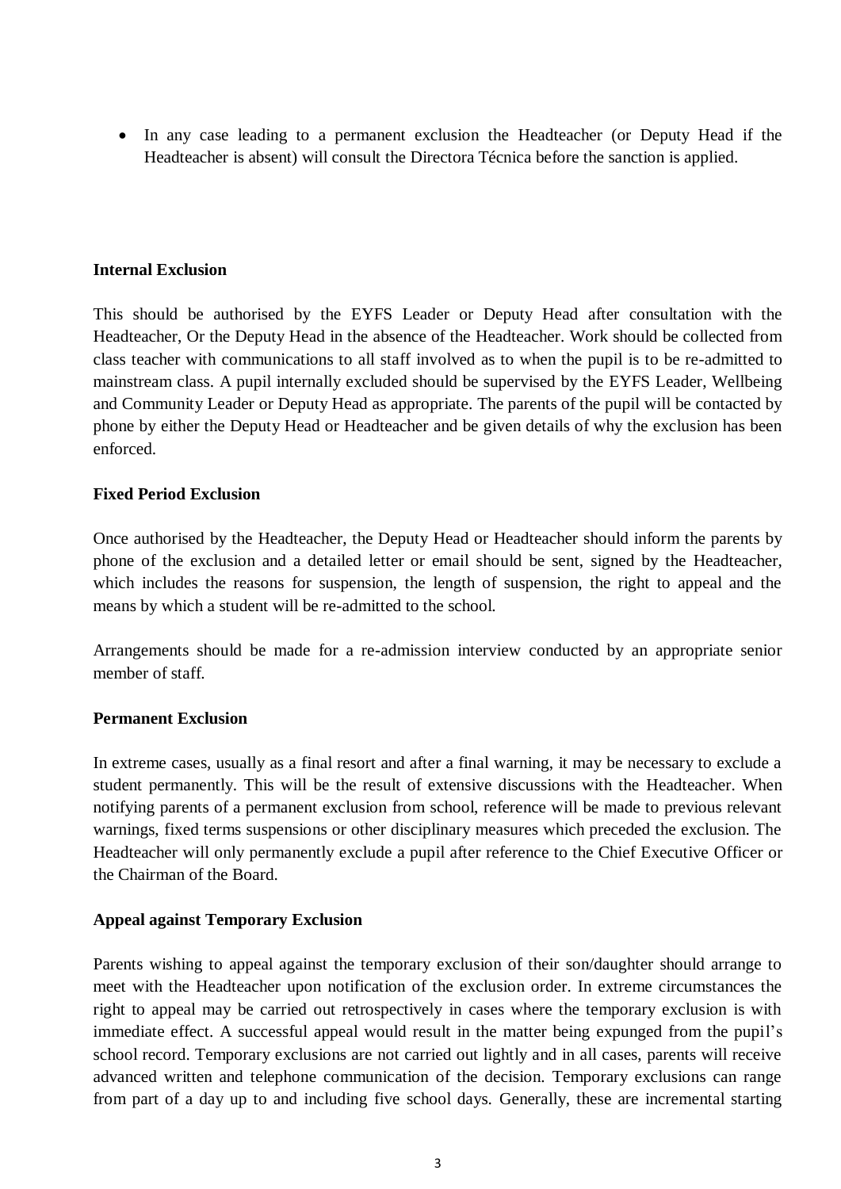- In any case leading to a permanent exclusion the Headteacher (or Deputy Head if the Headteacher is absent) will consult the Directora Técnica before the sanction is applied.

**Internal Exclusion**

This should be authorised by the EYFS Leader or Deputy Head after consultation with the Headteacher, Or the Deputy Head in the absence of the Headteacher. Work should be collected from class teacher with communications to all staff involved as to when the pupil is to be re-admitted to mainstream class. A pupil internally excluded should be supervised by the EYFS Leader, Wellbeing and Community Leader or Deputy Head as appropriate. The parents of the pupil will be contacted by phone by either the Deputy Head or Headteacher and be given details of why the exclusion has been enforced.

**Fixed Period Exclusion**

Once authorised by the Headteacher, the Deputy Head or Headteacher should inform the parents by phone of the exclusion and a detailed letter or email should be sent, signed by the Headteacher, which includes the reasons for suspension, the length of suspension, the right to appeal and the means by which a student will be re-admitted to the school.

Arrangements should be made for a re-admission interview conducted by an appropriate senior member of staff.

**Permanent Exclusion**

In extreme cases, usually as a final resort and after a final warning, it may be necessary to exclude a student permanently. This will be the result of extensive discussions with the Headteacher. When notifying parents of a permanent exclusion from school, reference will be made to previous relevant warnings, fixed terms suspensions or other disciplinary measures which preceded the exclusion. The Headteacher will only permanently exclude a pupil after reference to the Chief Executive Officer or the Chairman of the Board.

**Appeal against Temporary Exclusion**

Parents wishing to appeal against the temporary exclusion of their son/daughter should arrange to meet with the Headteacher upon notification of the exclusion order. In extreme circumstances the right to appeal may be carried out retrospectively in cases where the temporary exclusion is with immediate effect. A successful appeal would result in the matter being expunged from the pupil's school record. Temporary exclusions are not carried out lightly and in all cases, parents will receive advanced written and telephone communication of the decision. Temporary exclusions can range from part of a day up to and including five school days. Generally, these are incremental starting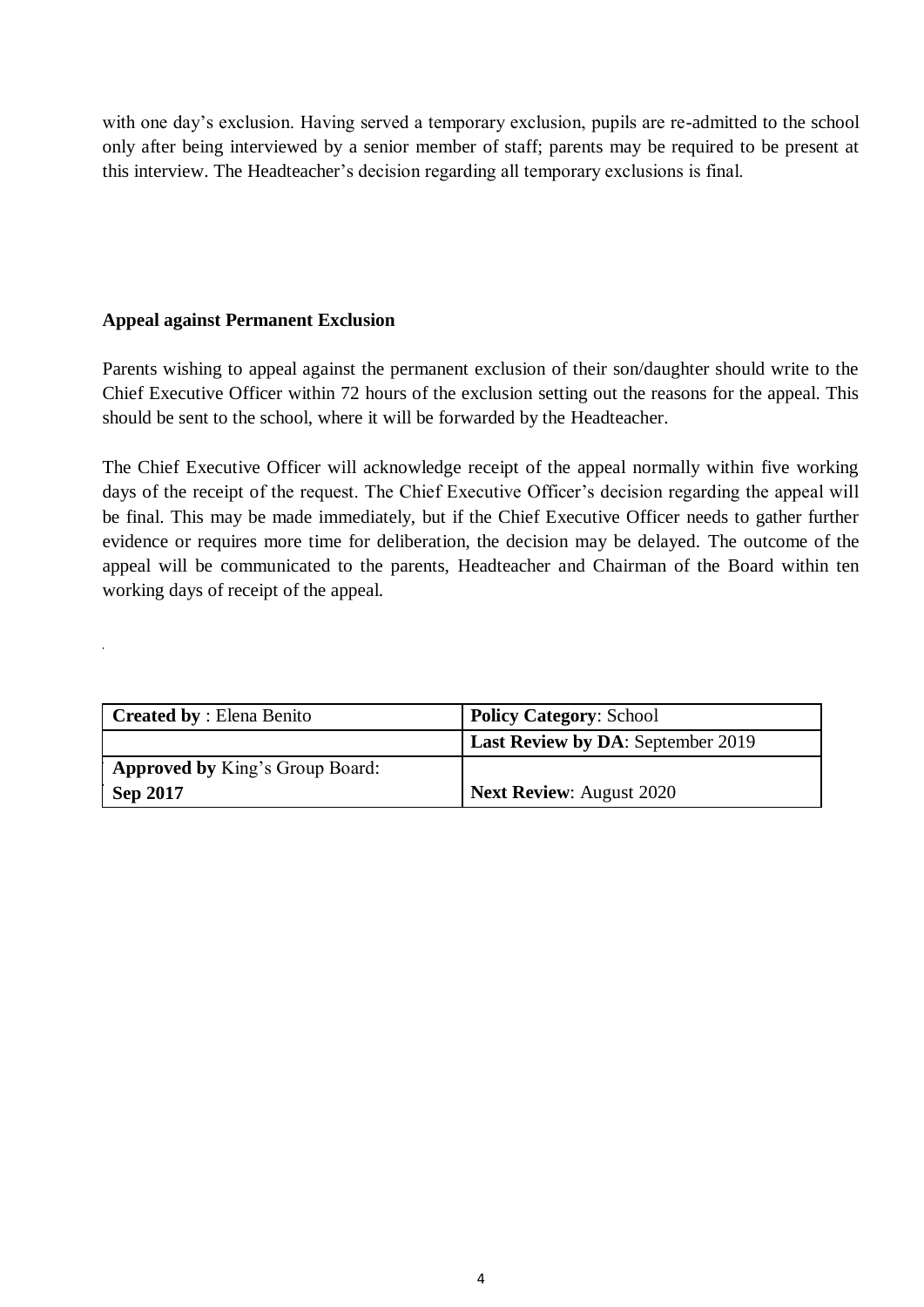with one day's exclusion. Having served a temporary exclusion, pupils are re-admitted to the school only after being interviewed by a senior member of staff; parents may be required to be present at this interview. The Headteacher's decision regarding all temporary exclusions is final.

**Appeal against Permanent Exclusion**

Parents wishing to appeal against the permanent exclusion of their son/daughter should write to the Chief Executive Officer within 72 hours of the exclusion setting out the reasons for the appeal. This should be sent to the school, where it will be forwarded by the Headteacher.

The Chief Executive Officer will acknowledge receipt of the appeal normally within five working days of the receipt of the request. The Chief Executive Officer's decision regarding the appeal will be final. This may be made immediately, but if the Chief Executive Officer needs to gather further evidence or requires more time for deliberation, the decision may be delayed. The outcome of the appeal will be communicated to the parents, Headteacher and Chairman of the Board within ten working days of receipt of the appeal.

| | |
|---|---|
| **Created by** : Elena Benito | **Policy Category**: School |
| | **Last Review by DA**: September 2019 |
| **Approved by** King's Group Board: **Sep 2017** | **Next Review**: August 2020 |